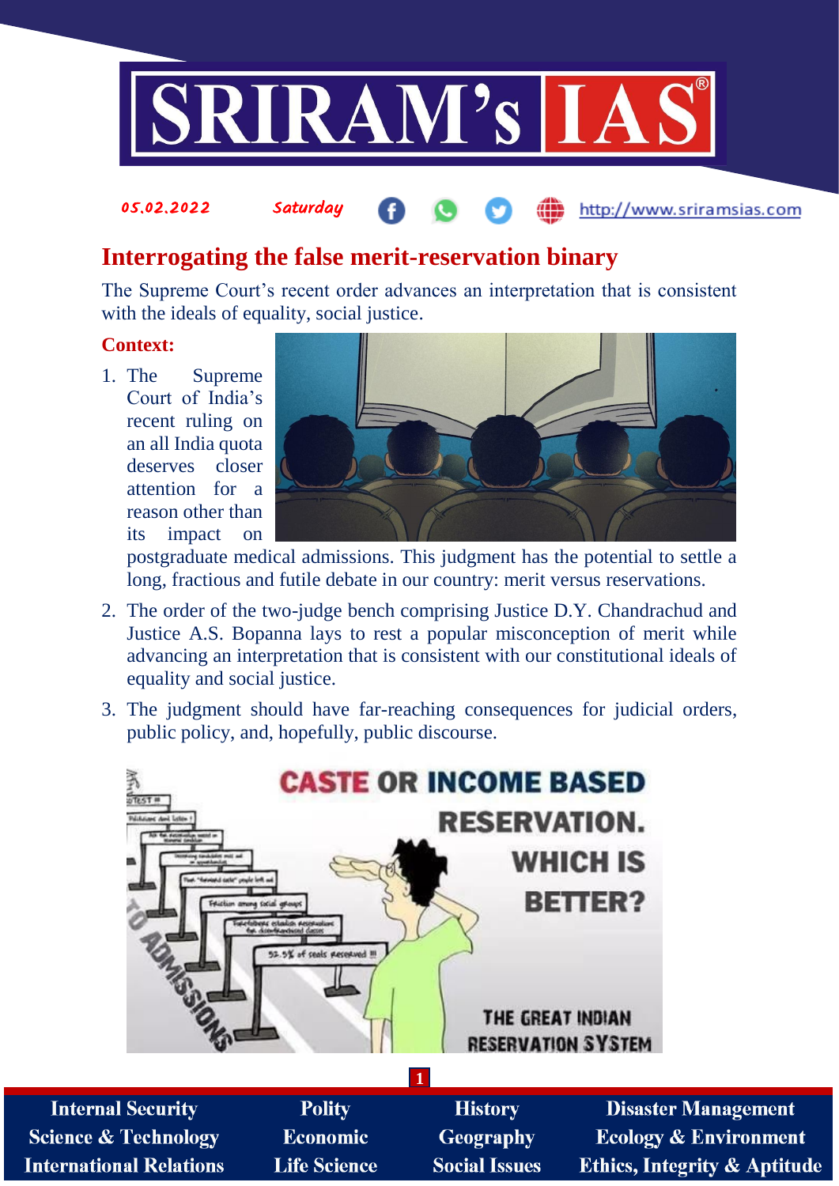# Interrogating the false merit-reservation binary

The Supreme Court's recent order advances an interpretation that is consistent with the ideals of equality, social justice.

**Context:**

1. The Supreme Court of India's recent ruling on an all India quota deserves closer attention for a reason other than its impact on postgraduate medical admissions. This judgment has the potential to settle a long, fractious and futile debate in our country: merit versus reservations.
2. The order of the two-judge bench comprising Justice D.Y. Chandrachud and Justice A.S. Bopanna lays to rest a popular misconception of merit while advancing an interpretation that is consistent with our constitutional ideals of equality and social justice.
3. The judgment should have far-reaching consequences for judicial orders, public policy, and, hopefully, public discourse.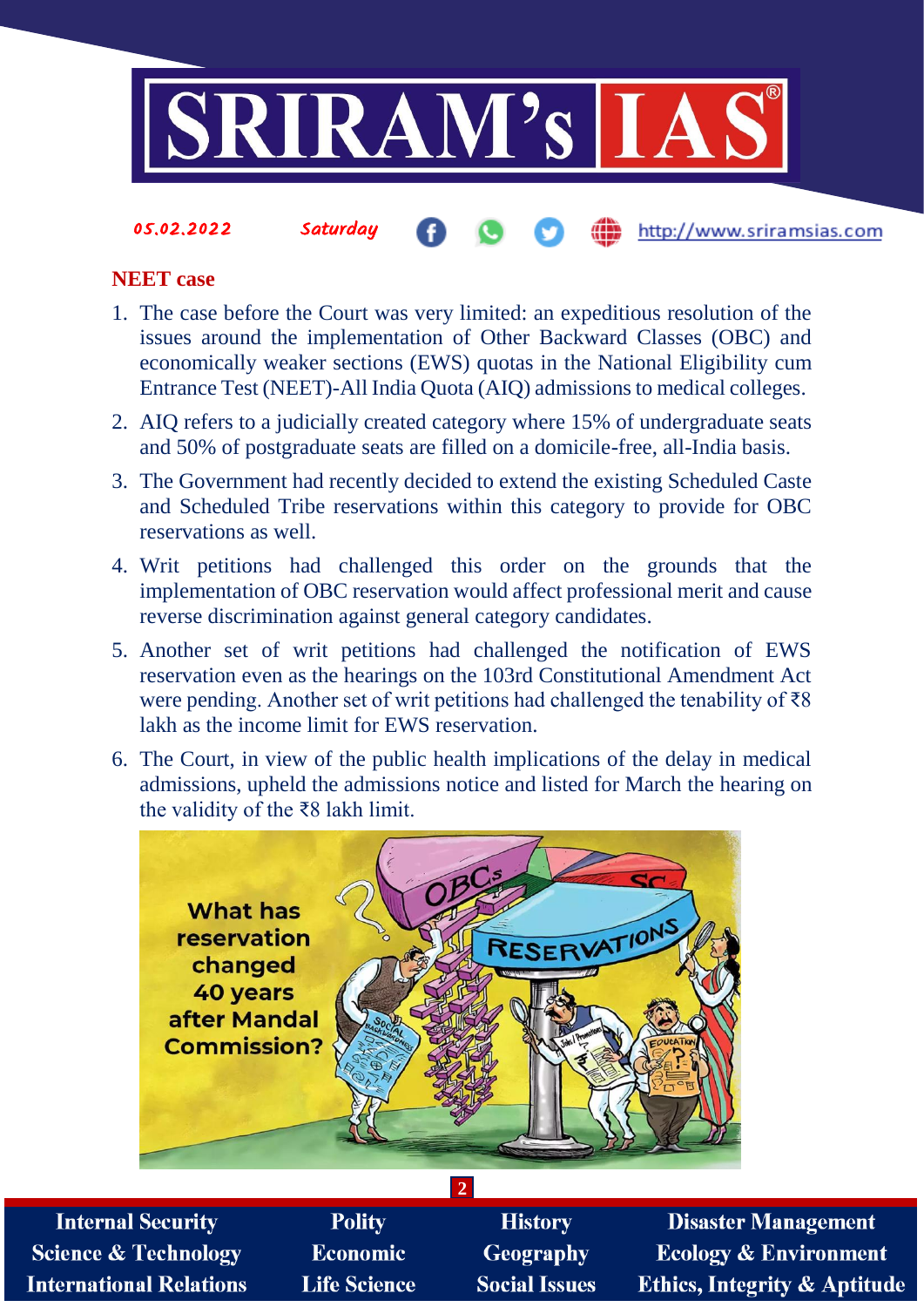## NEET case

1. The case before the Court was very limited: an expeditious resolution of the issues around the implementation of Other Backward Classes (OBC) and economically weaker sections (EWS) quotas in the National Eligibility cum Entrance Test (NEET)-All India Quota (AIQ) admissions to medical colleges.
2. AIQ refers to a judicially created category where 15% of undergraduate seats and 50% of postgraduate seats are filled on a domicile-free, all-India basis.
3. The Government had recently decided to extend the existing Scheduled Caste and Scheduled Tribe reservations within this category to provide for OBC reservations as well.
4. Writ petitions had challenged this order on the grounds that the implementation of OBC reservation would affect professional merit and cause reverse discrimination against general category candidates.
5. Another set of writ petitions had challenged the notification of EWS reservation even as the hearings on the 103rd Constitutional Amendment Act were pending. Another set of writ petitions had challenged the tenability of ₹8 lakh as the income limit for EWS reservation.
6. The Court, in view of the public health implications of the delay in medical admissions, upheld the admissions notice and listed for March the hearing on the validity of the ₹8 lakh limit.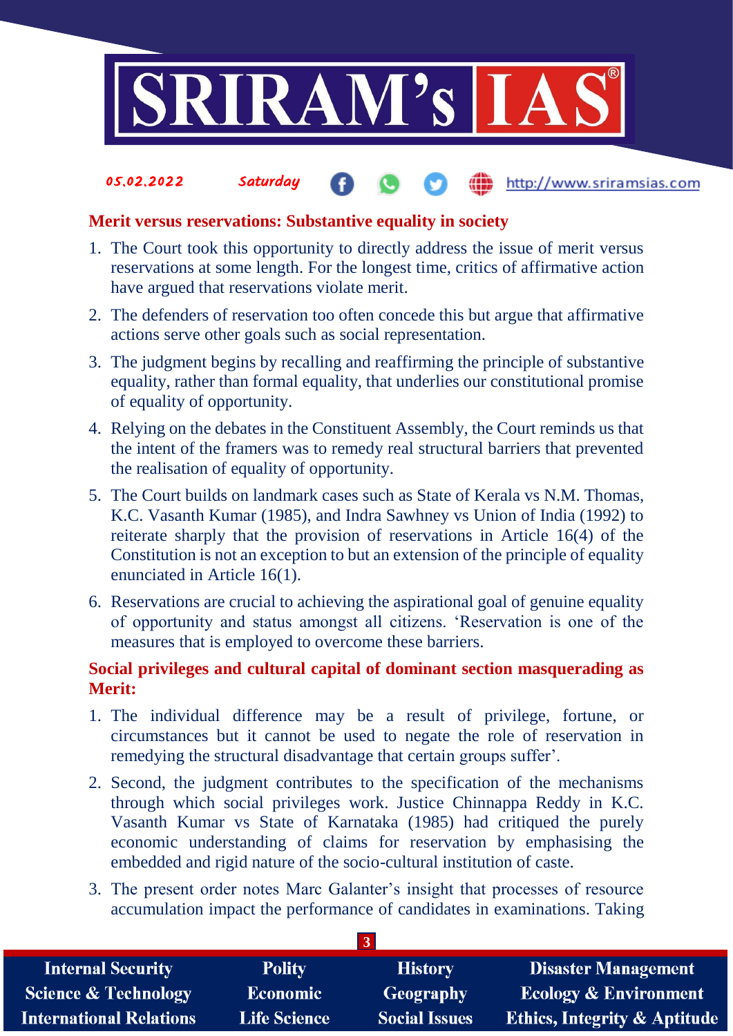## Merit versus reservations: Substantive equality in society

1. The Court took this opportunity to directly address the issue of merit versus reservations at some length. For the longest time, critics of affirmative action have argued that reservations violate merit.
2. The defenders of reservation too often concede this but argue that affirmative actions serve other goals such as social representation.
3. The judgment begins by recalling and reaffirming the principle of substantive equality, rather than formal equality, that underlies our constitutional promise of equality of opportunity.
4. Relying on the debates in the Constituent Assembly, the Court reminds us that the intent of the framers was to remedy real structural barriers that prevented the realisation of equality of opportunity.
5. The Court builds on landmark cases such as State of Kerala vs N.M. Thomas, K.C. Vasanth Kumar (1985), and Indra Sawhney vs Union of India (1992) to reiterate sharply that the provision of reservations in Article 16(4) of the Constitution is not an exception to but an extension of the principle of equality enunciated in Article 16(1).
6. Reservations are crucial to achieving the aspirational goal of genuine equality of opportunity and status amongst all citizens. 'Reservation is one of the measures that is employed to overcome these barriers.

## Social privileges and cultural capital of dominant section masquerading as Merit:

1. The individual difference may be a result of privilege, fortune, or circumstances but it cannot be used to negate the role of reservation in remedying the structural disadvantage that certain groups suffer'.
2. Second, the judgment contributes to the specification of the mechanisms through which social privileges work. Justice Chinnappa Reddy in K.C. Vasanth Kumar vs State of Karnataka (1985) had critiqued the purely economic understanding of claims for reservation by emphasising the embedded and rigid nature of the socio-cultural institution of caste.
3. The present order notes Marc Galanter's insight that processes of resource accumulation impact the performance of candidates in examinations. Taking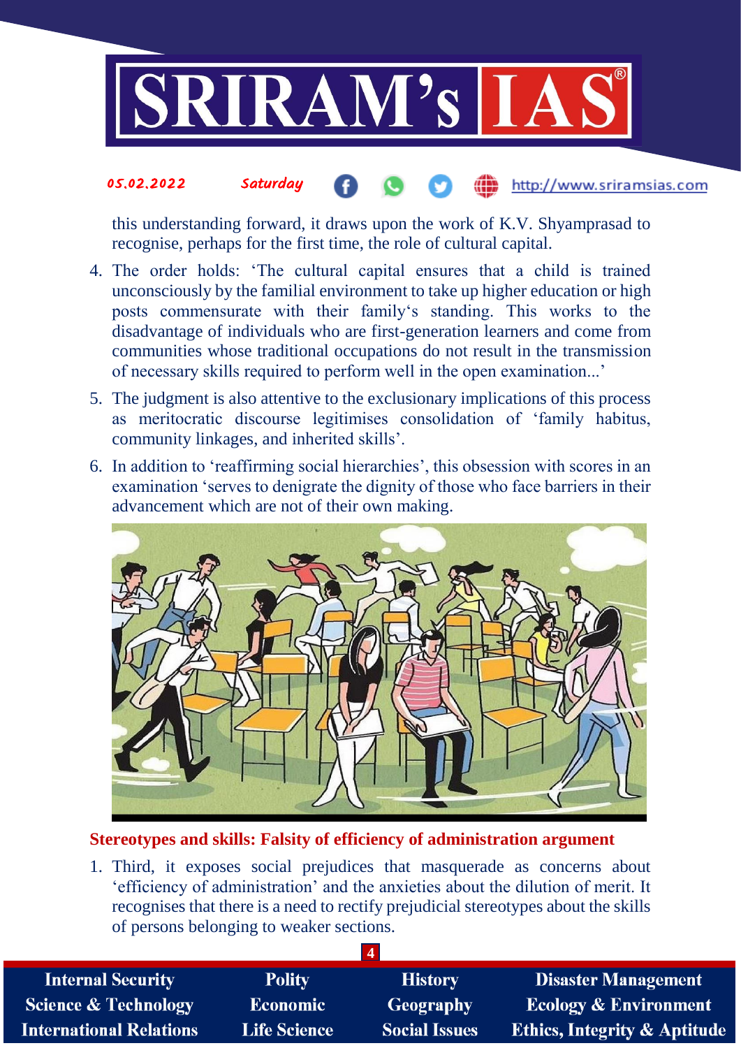this understanding forward, it draws upon the work of K.V. Shyamprasad to recognise, perhaps for the first time, the role of cultural capital.

4. The order holds: 'The cultural capital ensures that a child is trained unconsciously by the familial environment to take up higher education or high posts commensurate with their family's standing. This works to the disadvantage of individuals who are first-generation learners and come from communities whose traditional occupations do not result in the transmission of necessary skills required to perform well in the open examination...'
5. The judgment is also attentive to the exclusionary implications of this process as meritocratic discourse legitimises consolidation of 'family habitus, community linkages, and inherited skills'.
6. In addition to 'reaffirming social hierarchies', this obsession with scores in an examination 'serves to denigrate the dignity of those who face barriers in their advancement which are not of their own making.

## Stereotypes and skills: Falsity of efficiency of administration argument

1. Third, it exposes social prejudices that masquerade as concerns about 'efficiency of administration' and the anxieties about the dilution of merit. It recognises that there is a need to rectify prejudicial stereotypes about the skills of persons belonging to weaker sections.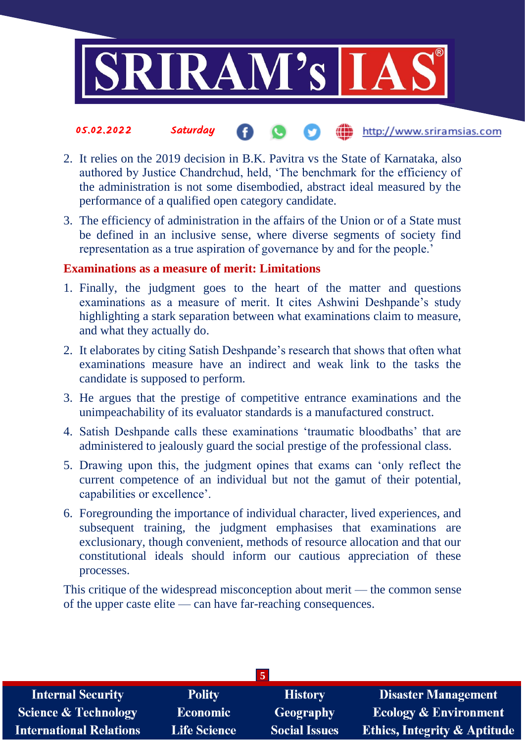2. It relies on the 2019 decision in B.K. Pavitra vs the State of Karnataka, also authored by Justice Chandrchud, held, 'The benchmark for the efficiency of the administration is not some disembodied, abstract ideal measured by the performance of a qualified open category candidate.
3. The efficiency of administration in the affairs of the Union or of a State must be defined in an inclusive sense, where diverse segments of society find representation as a true aspiration of governance by and for the people.'

**Examinations as a measure of merit: Limitations**

1. Finally, the judgment goes to the heart of the matter and questions examinations as a measure of merit. It cites Ashwini Deshpande's study highlighting a stark separation between what examinations claim to measure, and what they actually do.
2. It elaborates by citing Satish Deshpande's research that shows that often what examinations measure have an indirect and weak link to the tasks the candidate is supposed to perform.
3. He argues that the prestige of competitive entrance examinations and the unimpeachability of its evaluator standards is a manufactured construct.
4. Satish Deshpande calls these examinations 'traumatic bloodbaths' that are administered to jealously guard the social prestige of the professional class.
5. Drawing upon this, the judgment opines that exams can 'only reflect the current competence of an individual but not the gamut of their potential, capabilities or excellence'.
6. Foregrounding the importance of individual character, lived experiences, and subsequent training, the judgment emphasises that examinations are exclusionary, though convenient, methods of resource allocation and that our constitutional ideals should inform our cautious appreciation of these processes.

This critique of the widespread misconception about merit — the common sense of the upper caste elite — can have far-reaching consequences.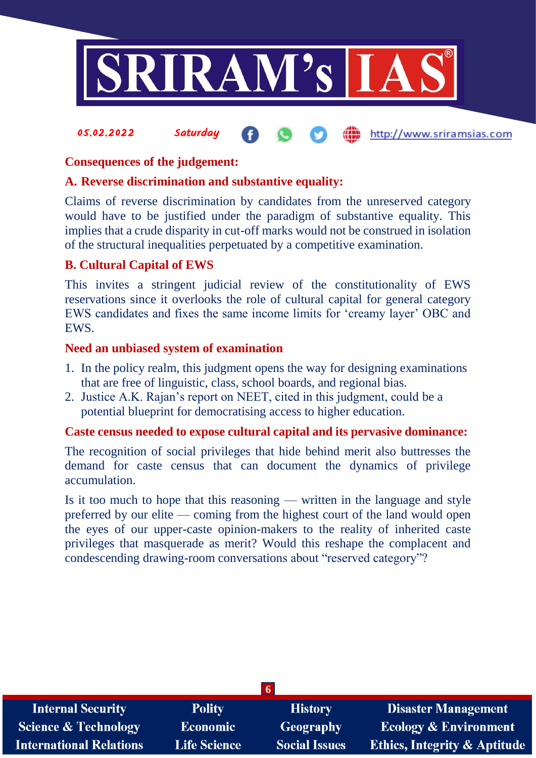## Consequences of the judgement:

### A. Reverse discrimination and substantive equality:

Claims of reverse discrimination by candidates from the unreserved category would have to be justified under the paradigm of substantive equality. This implies that a crude disparity in cut-off marks would not be construed in isolation of the structural inequalities perpetuated by a competitive examination.

### B. Cultural Capital of EWS

This invites a stringent judicial review of the constitutionality of EWS reservations since it overlooks the role of cultural capital for general category EWS candidates and fixes the same income limits for 'creamy layer' OBC and EWS.

## Need an unbiased system of examination

1. In the policy realm, this judgment opens the way for designing examinations that are free of linguistic, class, school boards, and regional bias.
2. Justice A.K. Rajan's report on NEET, cited in this judgment, could be a potential blueprint for democratising access to higher education.

## Caste census needed to expose cultural capital and its pervasive dominance:

The recognition of social privileges that hide behind merit also buttresses the demand for caste census that can document the dynamics of privilege accumulation.

Is it too much to hope that this reasoning — written in the language and style preferred by our elite — coming from the highest court of the land would open the eyes of our upper-caste opinion-makers to the reality of inherited caste privileges that masquerade as merit? Would this reshape the complacent and condescending drawing-room conversations about "reserved category"?